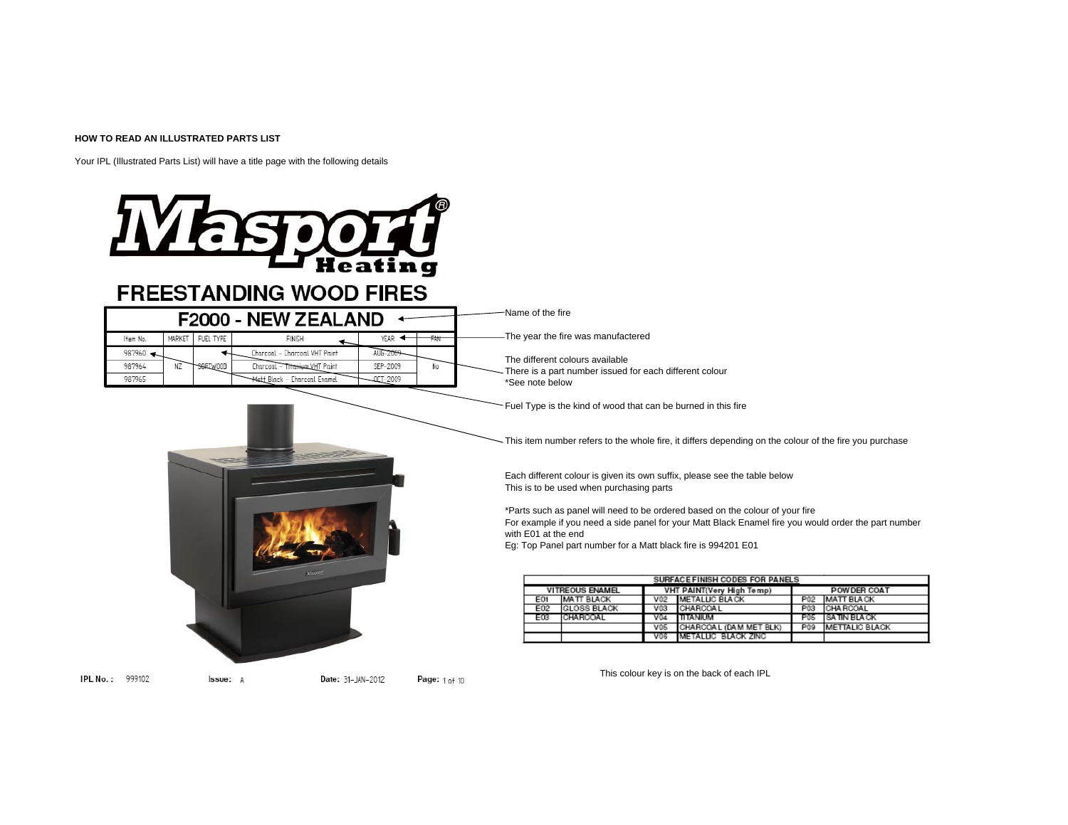**HOW TO READ AN ILLUSTRATED PARTS LIST**

Your IPL (Illustrated Parts List) will have a title page with the following details

Masport® Heating

## FREESTANDING WOOD FIRES

| F2000 - NEW ZEALAND | | | | | |
|---|---|---|---|---|---|
| Item No. | MARKET | FUEL TYPE | FINISH | YEAR | FAN |
| 987960 | | | Charcoal - Charcoal VHT Paint | AUG-2009 | |
| 987964 | NZ | SOFTWOOD | Charcoal - Titanium VHT Paint | SEP-2009 | No |
| 987965 | | | Matt Black - Charcoal Enamel | OCT-2009 | |

Name of the fire

The year the fire was manufactered

The different colours available
There is a part number issued for each different colour
*See note below

Fuel Type is the kind of wood that can be burned in this fire

This item number refers to the whole fire, it differs depending on the colour of the fire you purchase

Each different colour is given its own suffix, please see the table below
This is to be used when purchasing parts

*Parts such as panel will need to be ordered based on the colour of your fire
For example if you need a side panel for your Matt Black Enamel fire you would order the part number with E01 at the end
Eg: Top Panel part number for a Matt black fire is 994201 E01

| SURFACE FINISH CODES FOR PANELS | | | | | |
|---|---|---|---|---|---|
| VITREOUS ENAMEL | | VHT PAINT(Very High Temp) | | POWDER COAT | |
| E01 | MATT BLACK | V02 | METALLIC BLACK | P02 | MATT BLACK |
| E02 | GLOSS BLACK | V03 | CHARCOAL | P03 | CHARCOAL |
| E03 | CHARCOAL | V04 | TITANIUM | P05 | SATIN BLACK |
| | | V05 | CHARCOAL (DAM MET BLK) | P09 | METTALIC BLACK |
| | | V06 | METALLIC BLACK ZINC | | |

This colour key is on the back of each IPL

IPL No.: 999102 Issue: A Date: 31-JAN-2012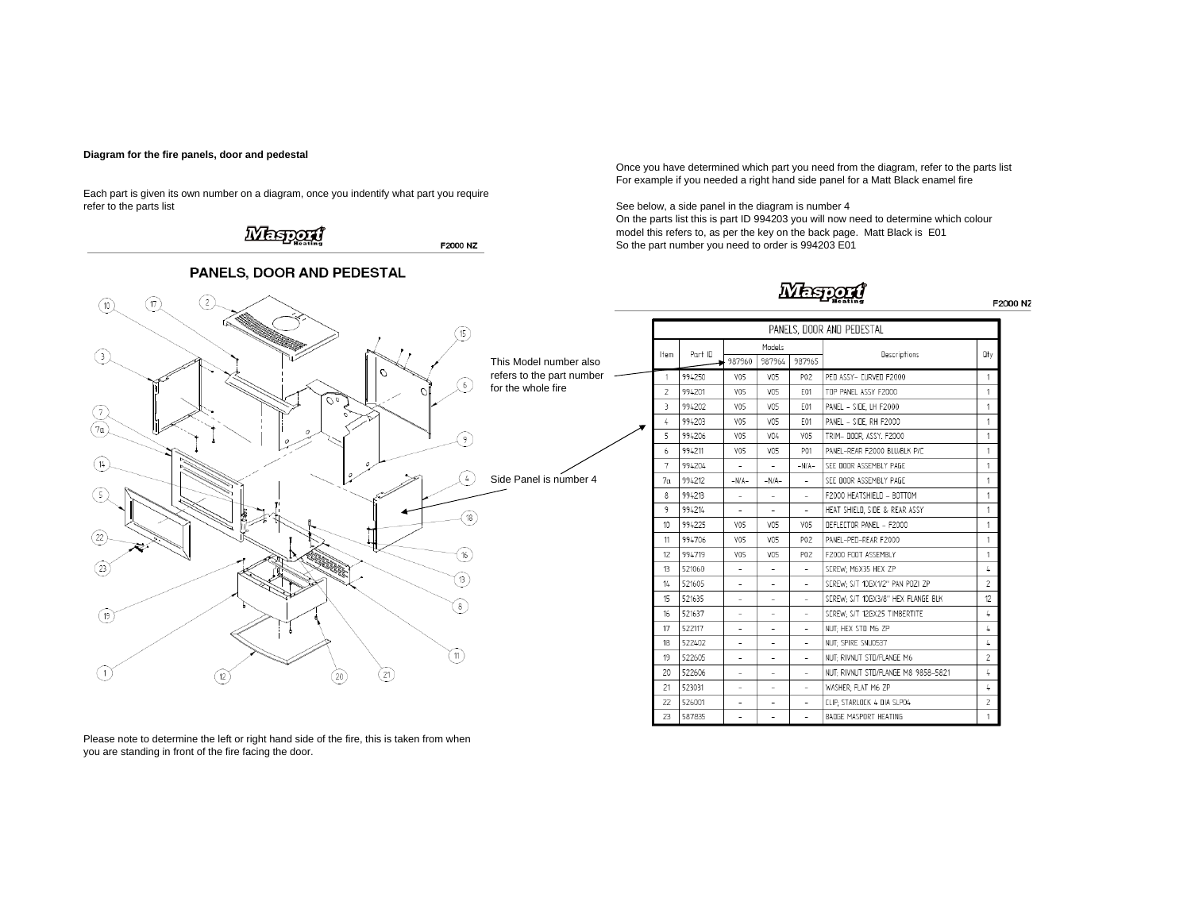**Diagram for the fire panels, door and pedestal**

Each part is given its own number on a diagram, once you indentify what part you require refer to the parts list

Masport Heating F2000 NZ

## PANELS, DOOR AND PEDESTAL

This Model number also refers to the part number for the whole fire

Side Panel is number 4

Please note to determine the left or right hand side of the fire, this is taken from when you are standing in front of the fire facing the door.

Once you have determined which part you need from the diagram, refer to the parts list
For example if you needed a right hand side panel for a Matt Black enamel fire

See below, a side panel in the diagram is number 4
On the parts list this is part ID 994203 you will now need to determine which colour model this refers to, as per the key on the back page. Matt Black is E01
So the part number you need to order is 994203 E01

Masport Heating F2000 NZ

| PANELS, DOOR AND PEDESTAL | | | | | | |
|---|---|---|---|---|---|---|
| Item | Part ID | Models | | | Descriptions | Qty |
| | | 987960 | 987964 | 987965 | | |
| 1 | 994250 | V05 | V05 | P02 | PED ASSY- CURVED F2000 | 1 |
| 2 | 994201 | V05 | V05 | E01 | TOP PANEL ASSY F2000 | 1 |
| 3 | 994202 | V05 | V05 | E01 | PANEL - SIDE, LH F2000 | 1 |
| 4 | 994203 | V05 | V05 | E01 | PANEL - SIDE, RH F2000 | 1 |
| 5 | 994206 | V05 | V04 | V05 | TRIM- DOOR, ASSY. F2000 | 1 |
| 6 | 994211 | V05 | V05 | P01 | PANEL-REAR F2000 BLU/BLK P/C | 1 |
| 7 | 994204 | - | - | -N/A- | SEE DOOR ASSEMBLY PAGE | 1 |
| 7a | 994212 | -N/A- | -N/A- | - | SEE DOOR ASSEMBLY PAGE | 1 |
| 8 | 994213 | - | - | - | F2000 HEATSHIELD - BOTTOM | 1 |
| 9 | 994214 | - | - | - | HEAT SHIELD, SIDE & REAR ASSY | 1 |
| 10 | 994225 | V05 | V05 | V05 | DEFLECTOR PANEL - F2000 | 1 |
| 11 | 994706 | V05 | V05 | P02 | PANEL-PED-REAR F2000 | 1 |
| 12 | 994719 | V05 | V05 | P02 | F2000 FOOT ASSEMBLY | 1 |
| 13 | 521060 | - | - | - | SCREW; M6X35 HEX ZP | 4 |
| 14 | 521605 | - | - | - | SCREW; S/T 10GX1/2" PAN POZI ZP | 2 |
| 15 | 521635 | - | - | - | SCREW; S/T 10GX3/8" HEX FLANGE BLK | 12 |
| 16 | 521637 | - | - | - | SCREW; S/T 12GX25 TIMBERTITE | 4 |
| 17 | 522117 | - | - | - | NUT; HEX STD M6 ZP | 4 |
| 18 | 522402 | - | - | - | NUT; SPIRE SNU0537 | 4 |
| 19 | 522605 | - | - | - | NUT; RIVNUT STD/FLANGE M6 | 2 |
| 20 | 522606 | - | - | - | NUT; RIVNUT STD/FLANGE M8 9858-5821 | 4 |
| 21 | 523031 | - | - | - | WASHER; FLAT M6 ZP | 4 |
| 22 | 526001 | - | - | - | CLIP; STARLOCK 4 DIA SLP04 | 2 |
| 23 | 587835 | - | - | - | BADGE MASPORT HEATING | 1 |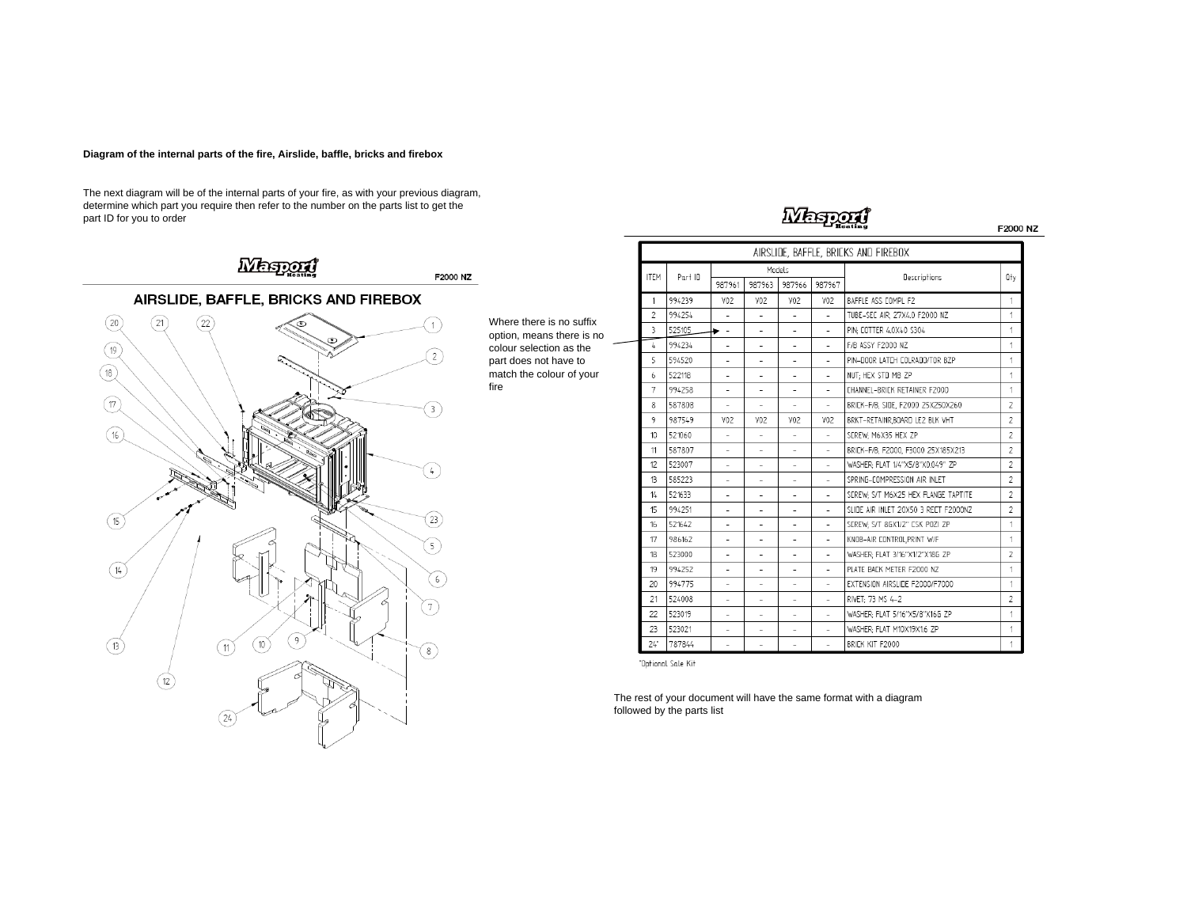**Diagram of the internal parts of the fire, Airslide, baffle, bricks and firebox**

The next diagram will be of the internal parts of your fire, as with your previous diagram, determine which part you require then refer to the number on the parts list to get the part ID for you to order

Masport Heating F2000 NZ

## AIRSLIDE, BAFFLE, BRICKS AND FIREBOX

Where there is no suffix option, means there is no colour selection as the part does not have to match the colour of your fire

Masport Heating F2000 NZ

| AIRSLIDE, BAFFLE, BRICKS AND FIREBOX | | | | | | | |
|---|---|---|---|---|---|---|---|
| ITEM | Part ID | Models | | | | Descriptions | Qty |
| | | 987961 | 987963 | 987966 | 987967 | | |
| 1 | 994239 | V02 | V02 | V02 | V02 | BAFFLE ASS COMPL F2 | 1 |
| 2 | 994254 | - | - | - | - | TUBE-SEC AIR; 27X4.0 F2000 NZ | 1 |
| 3 | 525105 | - | - | - | - | PIN; COTTER 4.0X40 S304 | 1 |
| 4 | 994234 | - | - | - | - | F/B ASSY F2000 NZ | 1 |
| 5 | 594520 | - | - | - | - | PIN-DOOR LATCH COLRADO/TOR BZP | 1 |
| 6 | 522118 | - | - | - | - | NUT; HEX STD M8 ZP | 1 |
| 7 | 994258 | - | - | - | - | CHANNEL-BRICK RETAINER F2000 | 1 |
| 8 | 587808 | - | - | - | - | BRICK-F/B, SIDE, F2000 25X250X260 | 2 |
| 9 | 987549 | V02 | V02 | V02 | V02 | BRKT-RETAINR,BOARD LE2 BLK VHT | 2 |
| 10 | 521060 | - | - | - | - | SCREW; M6X35 HEX ZP | 2 |
| 11 | 587807 | - | - | - | - | BRICK-F/B, F2000, F3000 25X185X213 | 2 |
| 12 | 523007 | - | - | - | - | WASHER; FLAT 1/4"X5/8"X0.049" ZP | 2 |
| 13 | 585223 | - | - | - | - | SPRING-COMPRESSION AIR INLET | 2 |
| 14 | 521633 | - | - | - | - | SCREW; S/T M6X25 HEX FLANGE TAPTITE | 2 |
| 15 | 994251 | - | - | - | - | SLIDE AIR INLET 20X50 3 RECT F2000NZ | 2 |
| 16 | 521642 | - | - | - | - | SCREW; S/T 8GX1/2" CSK POZI ZP | 1 |
| 17 | 986162 | - | - | - | - | KNOB-AIR CONTROL,PRINT W/F | 1 |
| 18 | 523000 | - | - | - | - | WASHER; FLAT 3/16"X1/2"X18G ZP | 2 |
| 19 | 994252 | - | - | - | - | PLATE BACK METER F2000 NZ | 1 |
| 20 | 994775 | - | - | - | - | EXTENSION AIRSLIDE F2000/F7000 | 1 |
| 21 | 524008 | - | - | - | - | RIVET; 73 MS 4-2 | 2 |
| 22 | 523019 | - | - | - | - | WASHER; FLAT 5/16"X5/8"X16G ZP | 1 |
| 23 | 523021 | - | - | - | - | WASHER; FLAT M10X19X1.6 ZP | 1 |
| 24* | 787844 | - | - | - | - | BRICK KIT F2000 | 1 |

*Optional Sale Kit

The rest of your document will have the same format with a diagram followed by the parts list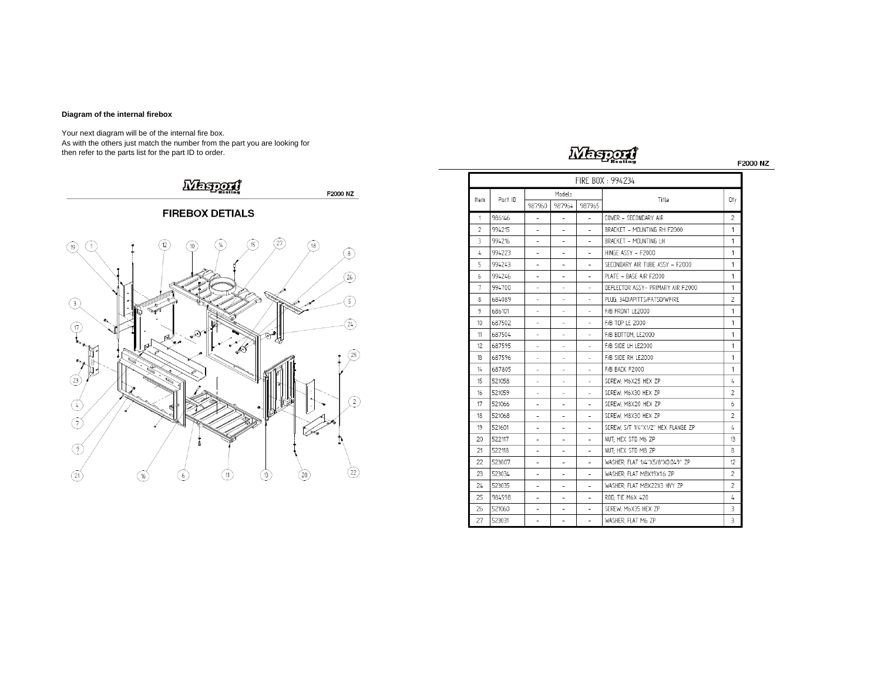**Diagram of the internal firebox**

Your next diagram will be of the internal fire box.
As with the others just match the number from the part you are looking for then refer to the parts list for the part ID to order.

Masport Heating F2000 NZ

## FIREBOX DETIALS

Masport Heating F2000 NZ

| FIRE BOX : 994234 | | | | | | |
|---|---|---|---|---|---|---|
| Item | Part ID | Models | | | Title | Qty |
| | | 987960 | 987964 | 987965 | | |
| 1 | 986146 | - | - | - | COVER - SECONDARY AIR | 2 |
| 2 | 994215 | - | - | - | BRACKET - MOUNTING RH F2000 | 1 |
| 3 | 994216 | - | - | - | BRACKET - MOUNTING LH | 1 |
| 4 | 994223 | - | - | - | HINGE ASSY - F2000 | 1 |
| 5 | 994243 | - | - | - | SECONDARY AIR TUBE ASSY - F2000 | 1 |
| 6 | 994246 | - | - | - | PLATE - BASE AIR F2000 | 1 |
| 7 | 994700 | - | - | - | DEFLECTOR ASSY- PRIMARY AIR F2000 | 1 |
| 8 | 684089 | - | - | - | PLUG, 34DIAPITTS/FATSO/WFIRE | 2 |
| 9 | 686101 | - | - | - | F/B FRONT LE2000 | 1 |
| 10 | 687502 | - | - | - | F/B TOP LE 2000 | 1 |
| 11 | 687504 | - | - | - | F/B BOTTOM, LE2000 | 1 |
| 12 | 687595 | - | - | - | F/B SIDE LH LE2000 | 1 |
| 13 | 687596 | - | - | - | F/B SIDE RH LE2000 | 1 |
| 14 | 687805 | - | - | - | F/B BACK F2000 | 1 |
| 15 | 521058 | - | - | - | SCREW; M6X25 HEX ZP | 4 |
| 16 | 521059 | - | - | - | SCREW; M6X30 HEX ZP | 2 |
| 17 | 521066 | - | - | - | SCREW; M8X20 HEX ZP | 6 |
| 18 | 521068 | - | - | - | SCREW; M8X30 HEX ZP | 2 |
| 19 | 521601 | - | - | - | SCREW; S/T 1/4"X1/2" HEX FLANGE ZP | 4 |
| 20 | 522117 | - | - | - | NUT; HEX STD M6 ZP | 13 |
| 21 | 522118 | - | - | - | NUT; HEX STD M8 ZP | 8 |
| 22 | 523007 | - | - | - | WASHER; FLAT 1/4"X5/8"X0.049" ZP | 12 |
| 23 | 523034 | - | - | - | WASHER; FLAT M8X19X1.6 ZP | 2 |
| 24 | 523035 | - | - | - | WASHER; FLAT M8X22X3 HVY ZP | 2 |
| 25 | 984598 | - | - | - | ROD; TIE M6X 420 | 4 |
| 26 | 521060 | - | - | - | SCREW; M6X35 HEX ZP | 3 |
| 27 | 523031 | - | - | - | WASHER; FLAT M6 ZP | 3 |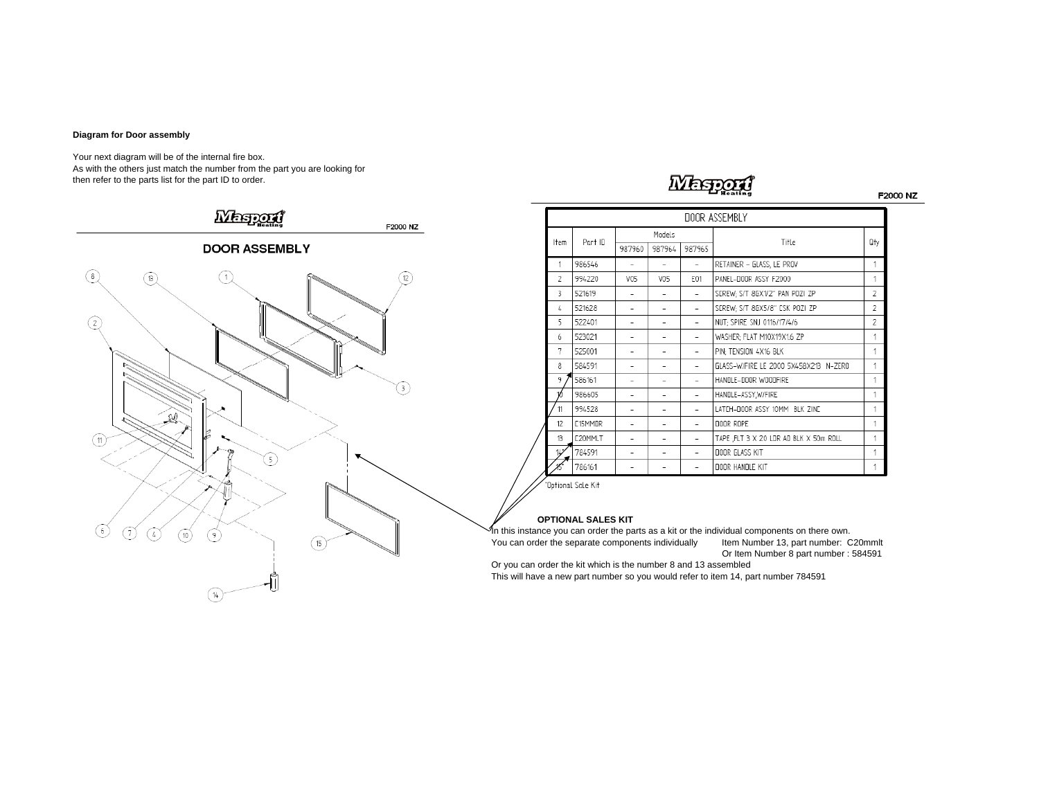**Diagram for Door assembly**

Your next diagram will be of the internal fire box.
As with the others just match the number from the part you are looking for then refer to the parts list for the part ID to order.

## DOOR ASSEMBLY

F2000 NZ

| Item | Part ID | Models | | | Title | Qty |
|---|---|---|---|---|---|---|
| | | 987960 | 987964 | 987965 | | |
| 1 | 986546 | - | - | - | RETAINER – GLASS, LE PROV | 1 |
| 2 | 994220 | V05 | V05 | E01 | PANEL–DOOR ASSY F2000 | 1 |
| 3 | 521619 | - | - | - | SCREW; S/T 8GX1/2" PAN POZI ZP | 2 |
| 4 | 521628 | - | - | - | SCREW; S/T 8GX5/8" CSK POZI ZP | 2 |
| 5 | 522401 | - | - | - | NUT; SPIRE SNJ 0116/17/4/6 | 2 |
| 6 | 523021 | - | - | - | WASHER; FLAT M10X19X1.6 ZP | 1 |
| 7 | 525001 | - | - | - | PIN; TENSION 4X16 BLK | 1 |
| 8 | 584591 | - | - | - | GLASS–W/FIRE LE 2000 5X458X213 N-ZERO | 1 |
| 9 | 586161 | - | - | - | HANDLE–DOOR WOODFIRE | 1 |
| 10 | 986605 | - | - | - | HANDLE–ASSY,W/FIRE | 1 |
| 11 | 994528 | - | - | - | LATCH–DOOR ASSY 10MM BLK ZINC | 1 |
| 12 | C15MMDR | - | - | - | DOOR ROPE | 1 |
| 13 | C20MMLT | - | - | - | TAPE ,FLT 3 X 20 LDR AD BLK X 50m ROLL | 1 |
| 14* | 784591 | - | - | - | DOOR GLASS KIT | 1 |
| 15* | 786161 | - | - | - | DOOR HANDLE KIT | 1 |

*Optional Sale Kit

**OPTIONAL SALES KIT**

In this instance you can order the parts as a kit or the individual components on there own.

You can order the separate components individually Item Number 13, part number: C20mmlt
Or Item Number 8 part number : 584591

Or you can order the kit which is the number 8 and 13 assembled

This will have a new part number so you would refer to item 14, part number 784591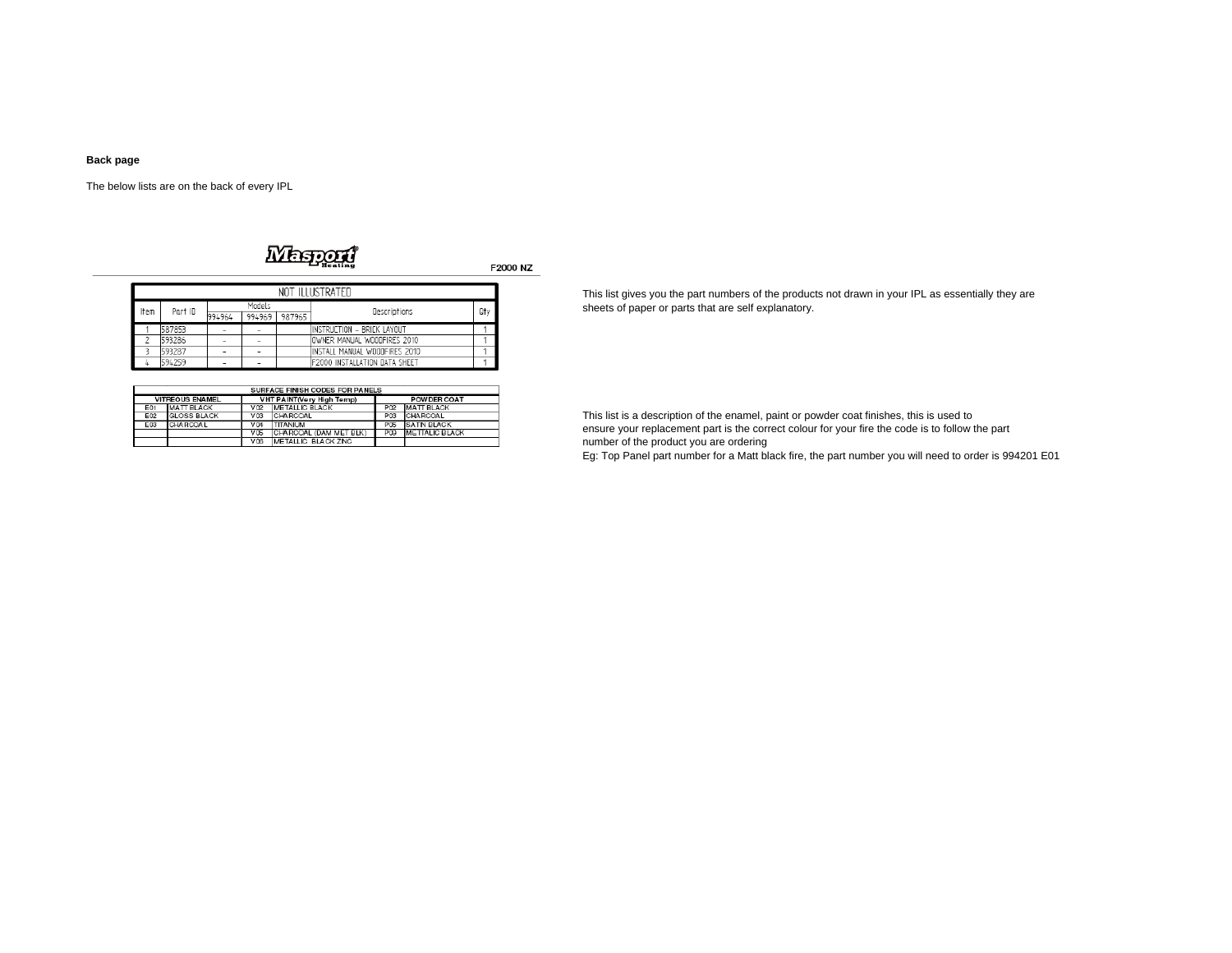**Back page**

The below lists are on the back of every IPL

Masport Heating

**F2000 NZ**

| NOT ILLUSTRATED | | | | | | |
|---|---|---|---|---|---|---|
| Item | Part ID | Models | | | Descriptions | Qty |
| | | 994964 | 994969 | 987965 | | |
| 1 | 587853 | - | - | | INSTRUCTION - BRICK LAYOUT | 1 |
| 2 | 593286 | - | - | | OWNER MANUAL WOODFIRES 2010 | 1 |
| 3 | 593287 | - | - | | INSTALL MANUAL WOODFIRES 2010 | 1 |
| 4 | 594259 | - | - | | F2000 INSTALLATION DATA SHEET | 1 |

This list gives you the part numbers of the products not drawn in your IPL as essentially they are sheets of paper or parts that are self explanatory.

| SURFACE FINISH CODES FOR PANELS | | | | | |
|---|---|---|---|---|---|
| VITREOUS ENAMEL | | VHT PAINT(Very High Temp) | | POWDER COAT | |
| E01 | MATT BLACK | V02 | METALLIC BLACK | P02 | MATT BLACK |
| E02 | GLOSS BLACK | V03 | CHARCOAL | P03 | CHARCOAL |
| E03 | CHARCOAL | V04 | TITANIUM | P05 | SATIN BLACK |
| | | V05 | CHARCOAL (DAM MET BLK) | P09 | METALLIC BLACK |
| | | V08 | METALLIC BLACK ZINC | | |

This list is a description of the enamel, paint or powder coat finishes, this is used to ensure your replacement part is the correct colour for your fire the code is to follow the part number of the product you are ordering

Eg: Top Panel part number for a Matt black fire, the part number you will need to order is 994201 E01